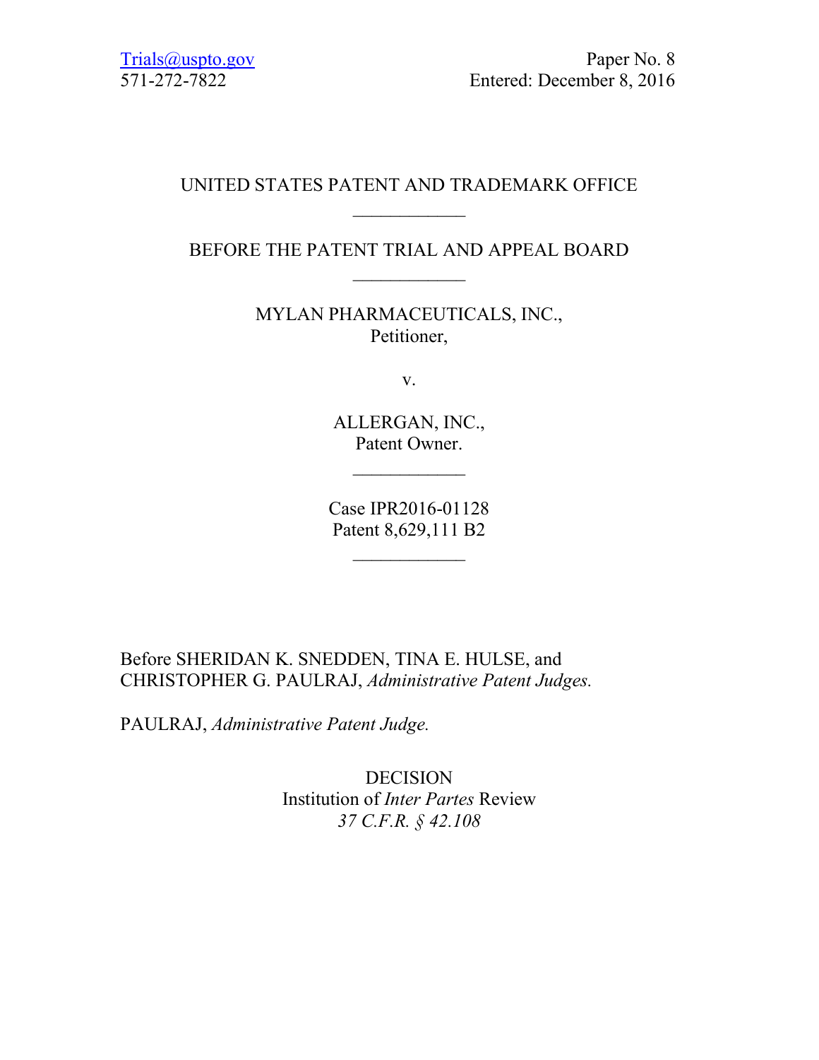Trials@uspto.gov
571-272-7822

Paper No. 8
Entered: December 8, 2016

UNITED STATES PATENT AND TRADEMARK OFFICE

____________

BEFORE THE PATENT TRIAL AND APPEAL BOARD

____________

MYLAN PHARMACEUTICALS, INC.,
Petitioner,

v.

ALLERGAN, INC.,
Patent Owner.

____________

Case IPR2016-01128
Patent 8,629,111 B2

____________

Before SHERIDAN K. SNEDDEN, TINA E. HULSE, and CHRISTOPHER G. PAULRAJ, *Administrative Patent Judges.*

PAULRAJ, *Administrative Patent Judge.*

DECISION
Institution of *Inter Partes* Review
*37 C.F.R. § 42.108*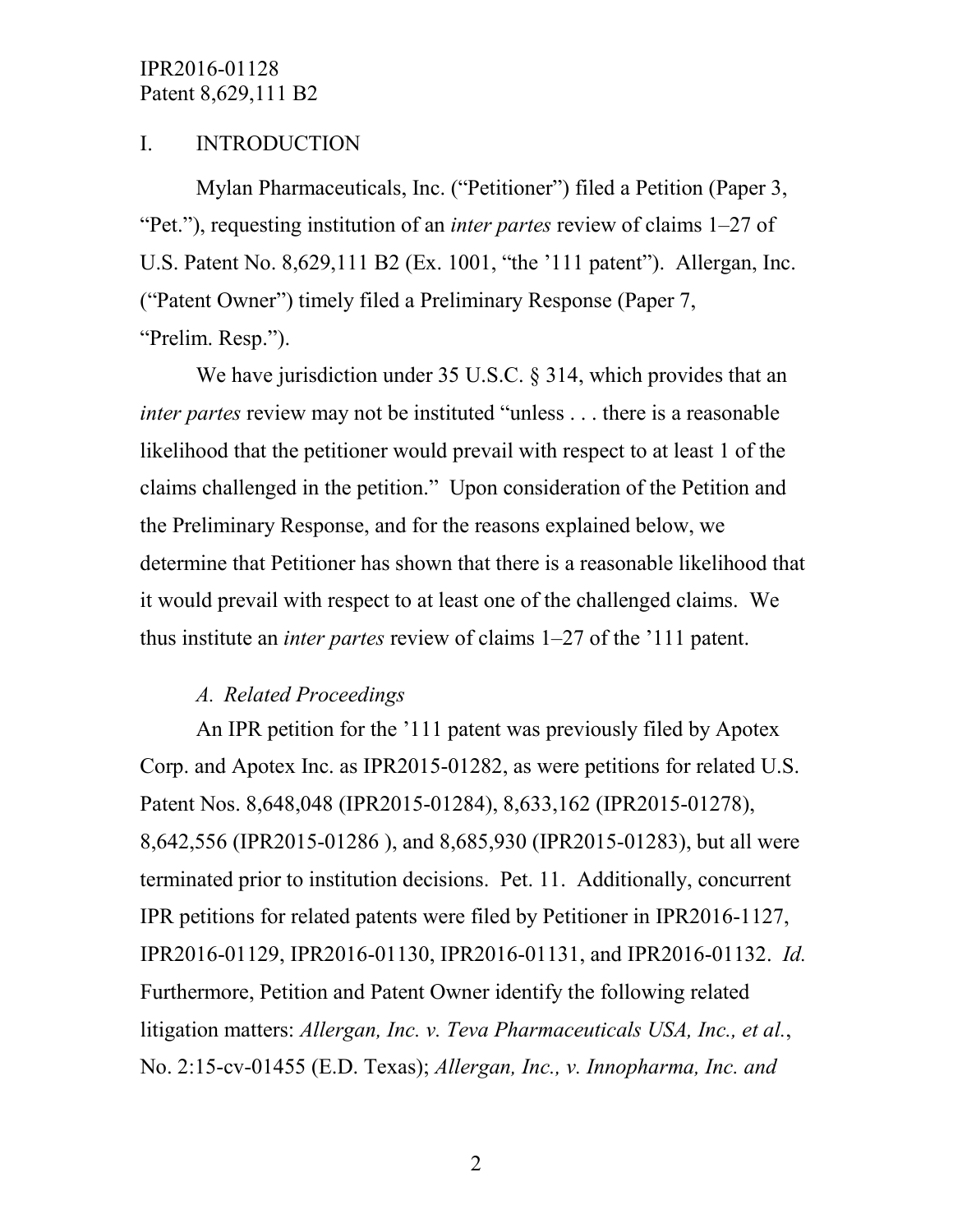## I. INTRODUCTION

Mylan Pharmaceuticals, Inc. ("Petitioner") filed a Petition (Paper 3, "Pet."), requesting institution of an *inter partes* review of claims 1–27 of U.S. Patent No. 8,629,111 B2 (Ex. 1001, "the '111 patent"). Allergan, Inc. ("Patent Owner") timely filed a Preliminary Response (Paper 7, "Prelim. Resp.").

We have jurisdiction under 35 U.S.C. § 314, which provides that an *inter partes* review may not be instituted "unless . . . there is a reasonable likelihood that the petitioner would prevail with respect to at least 1 of the claims challenged in the petition." Upon consideration of the Petition and the Preliminary Response, and for the reasons explained below, we determine that Petitioner has shown that there is a reasonable likelihood that it would prevail with respect to at least one of the challenged claims. We thus institute an *inter partes* review of claims 1–27 of the '111 patent.

### *A. Related Proceedings*

An IPR petition for the '111 patent was previously filed by Apotex Corp. and Apotex Inc. as IPR2015-01282, as were petitions for related U.S. Patent Nos. 8,648,048 (IPR2015-01284), 8,633,162 (IPR2015-01278), 8,642,556 (IPR2015-01286 ), and 8,685,930 (IPR2015-01283), but all were terminated prior to institution decisions. Pet. 11. Additionally, concurrent IPR petitions for related patents were filed by Petitioner in IPR2016-1127, IPR2016-01129, IPR2016-01130, IPR2016-01131, and IPR2016-01132. *Id.* Furthermore, Petition and Patent Owner identify the following related litigation matters: *Allergan, Inc. v. Teva Pharmaceuticals USA, Inc., et al.*, No. 2:15-cv-01455 (E.D. Texas); *Allergan, Inc., v. Innopharma, Inc. and*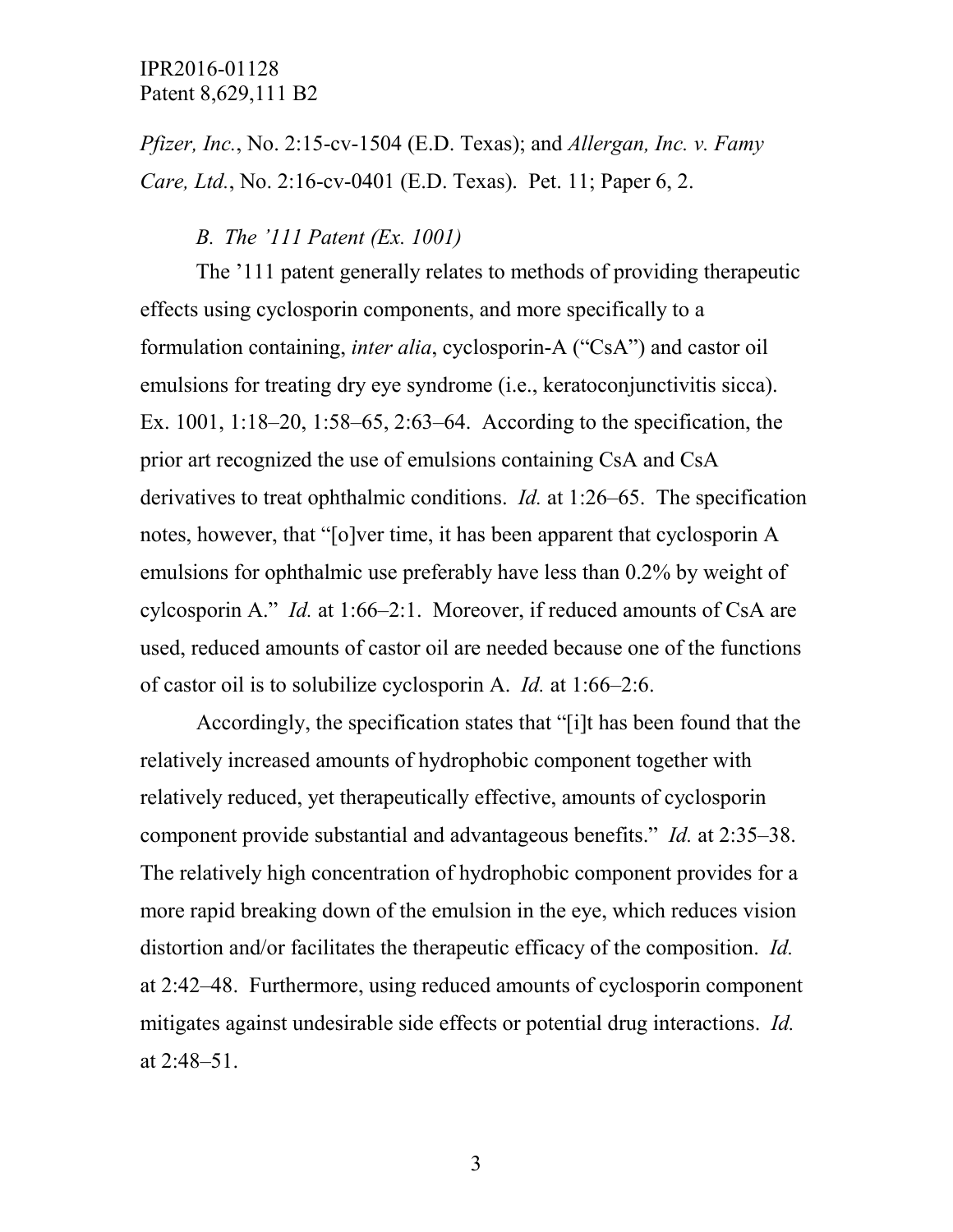*Pfizer, Inc.*, No. 2:15-cv-1504 (E.D. Texas); and *Allergan, Inc. v. Famy Care, Ltd.*, No. 2:16-cv-0401 (E.D. Texas). Pet. 11; Paper 6, 2.

### *B. The '111 Patent (Ex. 1001)*

The '111 patent generally relates to methods of providing therapeutic effects using cyclosporin components, and more specifically to a formulation containing, *inter alia*, cyclosporin-A ("CsA") and castor oil emulsions for treating dry eye syndrome (i.e., keratoconjunctivitis sicca). Ex. 1001, 1:18–20, 1:58–65, 2:63–64. According to the specification, the prior art recognized the use of emulsions containing CsA and CsA derivatives to treat ophthalmic conditions. *Id.* at 1:26–65. The specification notes, however, that "[o]ver time, it has been apparent that cyclosporin A emulsions for ophthalmic use preferably have less than 0.2% by weight of cylcosporin A." *Id.* at 1:66–2:1. Moreover, if reduced amounts of CsA are used, reduced amounts of castor oil are needed because one of the functions of castor oil is to solubilize cyclosporin A. *Id.* at 1:66–2:6.

Accordingly, the specification states that "[i]t has been found that the relatively increased amounts of hydrophobic component together with relatively reduced, yet therapeutically effective, amounts of cyclosporin component provide substantial and advantageous benefits." *Id.* at 2:35–38. The relatively high concentration of hydrophobic component provides for a more rapid breaking down of the emulsion in the eye, which reduces vision distortion and/or facilitates the therapeutic efficacy of the composition. *Id.* at 2:42–48. Furthermore, using reduced amounts of cyclosporin component mitigates against undesirable side effects or potential drug interactions. *Id.* at 2:48–51.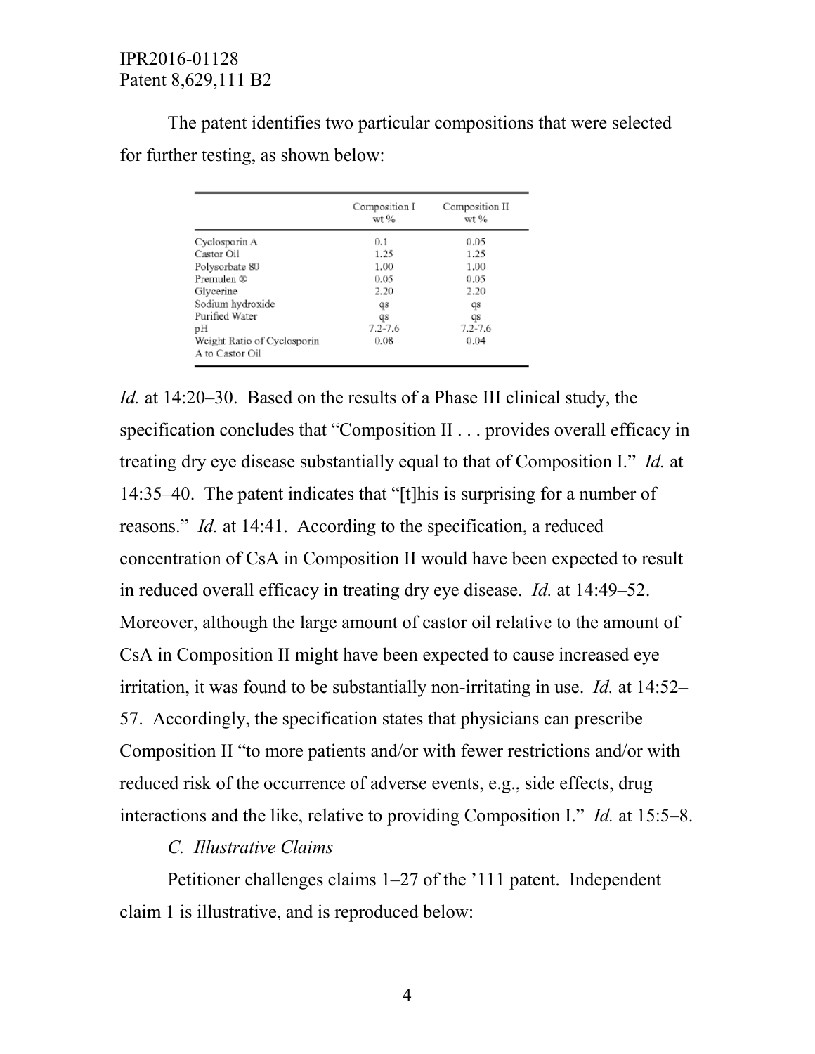The patent identifies two particular compositions that were selected for further testing, as shown below:

| | Composition I wt % | Composition II wt % |
|---|---|---|
| Cyclosporin A | 0.1 | 0.05 |
| Castor Oil | 1.25 | 1.25 |
| Polysorbate 80 | 1.00 | 1.00 |
| Premulen ® | 0.05 | 0.05 |
| Glycerine | 2.20 | 2.20 |
| Sodium hydroxide | qs | qs |
| Purified Water | qs | qs |
| pH | 7.2-7.6 | 7.2-7.6 |
| Weight Ratio of Cyclosporin A to Castor Oil | 0.08 | 0.04 |

*Id.* at 14:20–30. Based on the results of a Phase III clinical study, the specification concludes that "Composition II . . . provides overall efficacy in treating dry eye disease substantially equal to that of Composition I." *Id.* at 14:35–40. The patent indicates that "[t]his is surprising for a number of reasons." *Id.* at 14:41. According to the specification, a reduced concentration of CsA in Composition II would have been expected to result in reduced overall efficacy in treating dry eye disease. *Id.* at 14:49–52. Moreover, although the large amount of castor oil relative to the amount of CsA in Composition II might have been expected to cause increased eye irritation, it was found to be substantially non-irritating in use. *Id.* at 14:52–57. Accordingly, the specification states that physicians can prescribe Composition II "to more patients and/or with fewer restrictions and/or with reduced risk of the occurrence of adverse events, e.g., side effects, drug interactions and the like, relative to providing Composition I." *Id.* at 15:5–8.

### *C. Illustrative Claims*

Petitioner challenges claims 1–27 of the '111 patent. Independent claim 1 is illustrative, and is reproduced below: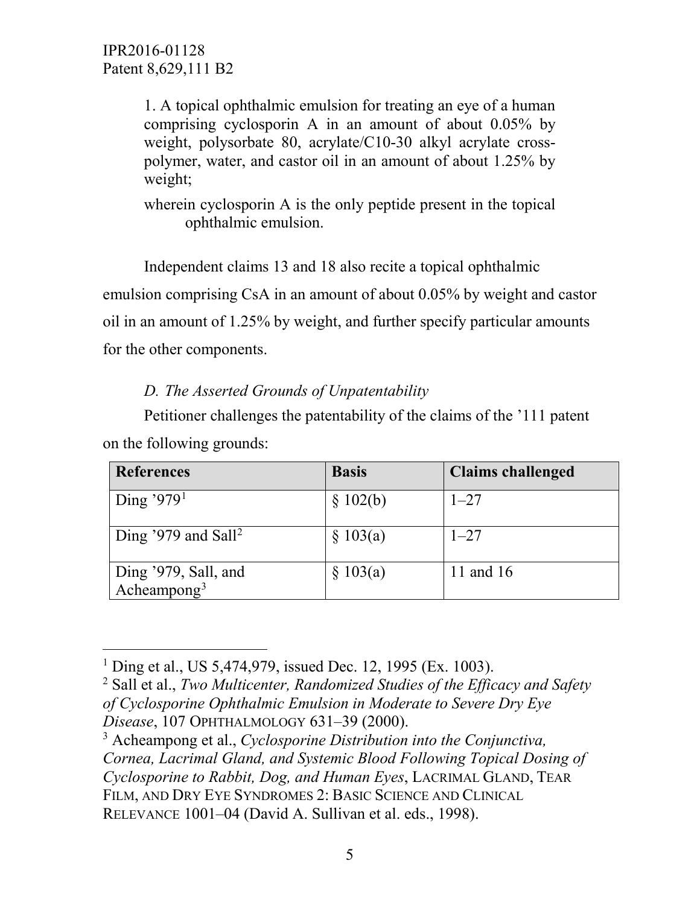1. A topical ophthalmic emulsion for treating an eye of a human comprising cyclosporin A in an amount of about 0.05% by weight, polysorbate 80, acrylate/C10-30 alkyl acrylate cross-polymer, water, and castor oil in an amount of about 1.25% by weight;

wherein cyclosporin A is the only peptide present in the topical ophthalmic emulsion.

Independent claims 13 and 18 also recite a topical ophthalmic emulsion comprising CsA in an amount of about 0.05% by weight and castor oil in an amount of 1.25% by weight, and further specify particular amounts for the other components.

### *D. The Asserted Grounds of Unpatentability*

Petitioner challenges the patentability of the claims of the '111 patent on the following grounds:

| **References** | **Basis** | **Claims challenged** |
| --- | --- | --- |
| Ding '979[1] | § 102(b) | 1–27 |
| Ding '979 and Sall[2] | § 103(a) | 1–27 |
| Ding '979, Sall, and Acheampong[3] | § 103(a) | 11 and 16 |

[1] Ding et al., US 5,474,979, issued Dec. 12, 1995 (Ex. 1003).

[2] Sall et al., *Two Multicenter, Randomized Studies of the Efficacy and Safety of Cyclosporine Ophthalmic Emulsion in Moderate to Severe Dry Eye Disease*, 107 OPHTHALMOLOGY 631–39 (2000).

[3] Acheampong et al., *Cyclosporine Distribution into the Conjunctiva, Cornea, Lacrimal Gland, and Systemic Blood Following Topical Dosing of Cyclosporine to Rabbit, Dog, and Human Eyes*, LACRIMAL GLAND, TEAR FILM, AND DRY EYE SYNDROMES 2: BASIC SCIENCE AND CLINICAL RELEVANCE 1001–04 (David A. Sullivan et al. eds., 1998).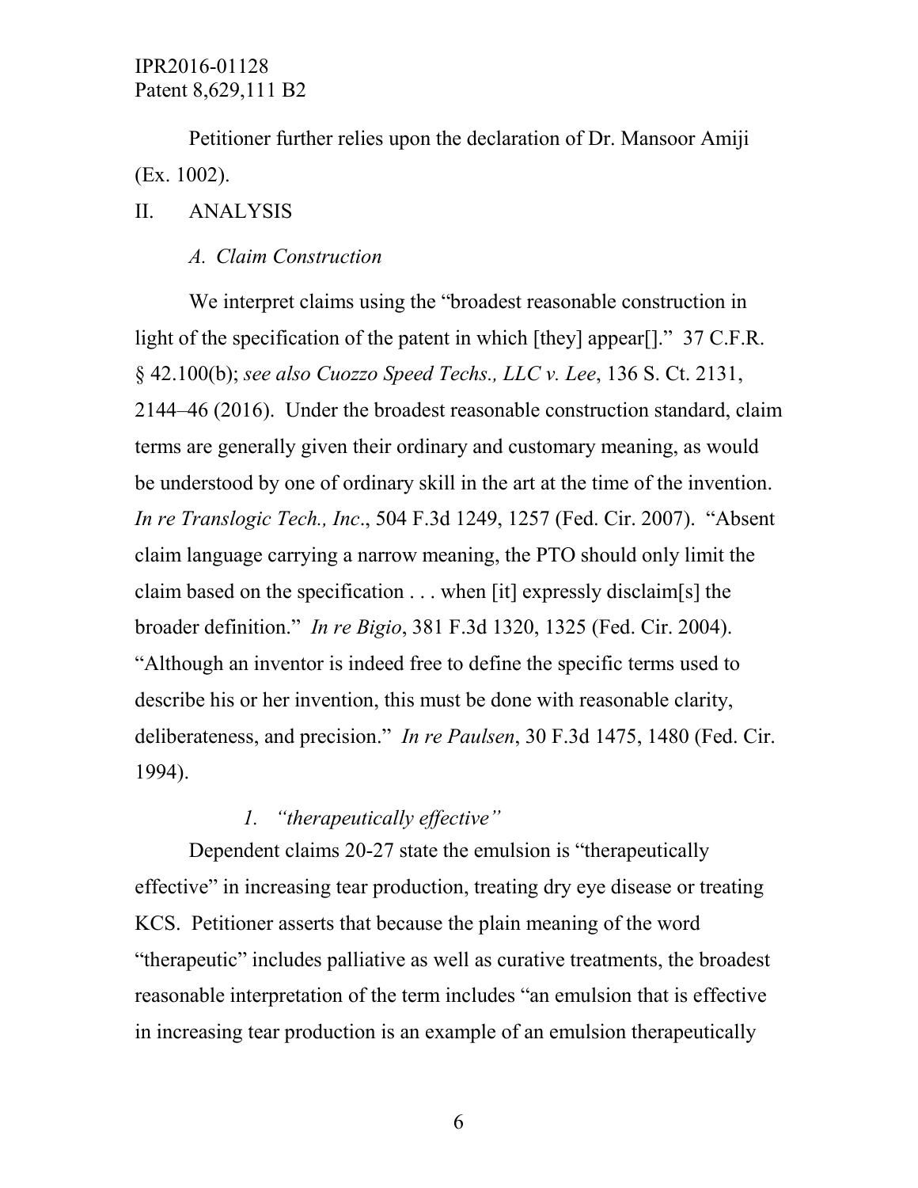Petitioner further relies upon the declaration of Dr. Mansoor Amiji (Ex. 1002).

## II. ANALYSIS

### *A. Claim Construction*

We interpret claims using the "broadest reasonable construction in light of the specification of the patent in which [they] appear[]." 37 C.F.R. § 42.100(b); *see also Cuozzo Speed Techs., LLC v. Lee*, 136 S. Ct. 2131, 2144–46 (2016). Under the broadest reasonable construction standard, claim terms are generally given their ordinary and customary meaning, as would be understood by one of ordinary skill in the art at the time of the invention. *In re Translogic Tech., Inc*., 504 F.3d 1249, 1257 (Fed. Cir. 2007). "Absent claim language carrying a narrow meaning, the PTO should only limit the claim based on the specification . . . when [it] expressly disclaim[s] the broader definition." *In re Bigio*, 381 F.3d 1320, 1325 (Fed. Cir. 2004). "Although an inventor is indeed free to define the specific terms used to describe his or her invention, this must be done with reasonable clarity, deliberateness, and precision." *In re Paulsen*, 30 F.3d 1475, 1480 (Fed. Cir. 1994).

#### *1. "therapeutically effective"*

Dependent claims 20-27 state the emulsion is "therapeutically effective" in increasing tear production, treating dry eye disease or treating KCS. Petitioner asserts that because the plain meaning of the word "therapeutic" includes palliative as well as curative treatments, the broadest reasonable interpretation of the term includes "an emulsion that is effective in increasing tear production is an example of an emulsion therapeutically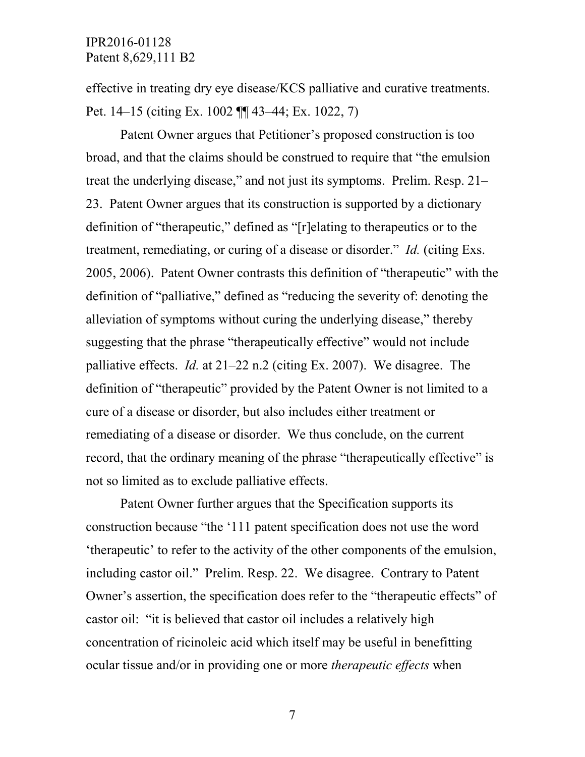effective in treating dry eye disease/KCS palliative and curative treatments. Pet. 14–15 (citing Ex. 1002 ¶¶ 43–44; Ex. 1022, 7)

Patent Owner argues that Petitioner's proposed construction is too broad, and that the claims should be construed to require that "the emulsion treat the underlying disease," and not just its symptoms. Prelim. Resp. 21–23. Patent Owner argues that its construction is supported by a dictionary definition of "therapeutic," defined as "[r]elating to therapeutics or to the treatment, remediating, or curing of a disease or disorder." *Id.* (citing Exs. 2005, 2006). Patent Owner contrasts this definition of "therapeutic" with the definition of "palliative," defined as "reducing the severity of: denoting the alleviation of symptoms without curing the underlying disease," thereby suggesting that the phrase "therapeutically effective" would not include palliative effects. *Id.* at 21–22 n.2 (citing Ex. 2007). We disagree. The definition of "therapeutic" provided by the Patent Owner is not limited to a cure of a disease or disorder, but also includes either treatment or remediating of a disease or disorder. We thus conclude, on the current record, that the ordinary meaning of the phrase "therapeutically effective" is not so limited as to exclude palliative effects.

Patent Owner further argues that the Specification supports its construction because "the '111 patent specification does not use the word 'therapeutic' to refer to the activity of the other components of the emulsion, including castor oil." Prelim. Resp. 22. We disagree. Contrary to Patent Owner's assertion, the specification does refer to the "therapeutic effects" of castor oil: "it is believed that castor oil includes a relatively high concentration of ricinoleic acid which itself may be useful in benefitting ocular tissue and/or in providing one or more *therapeutic effects* when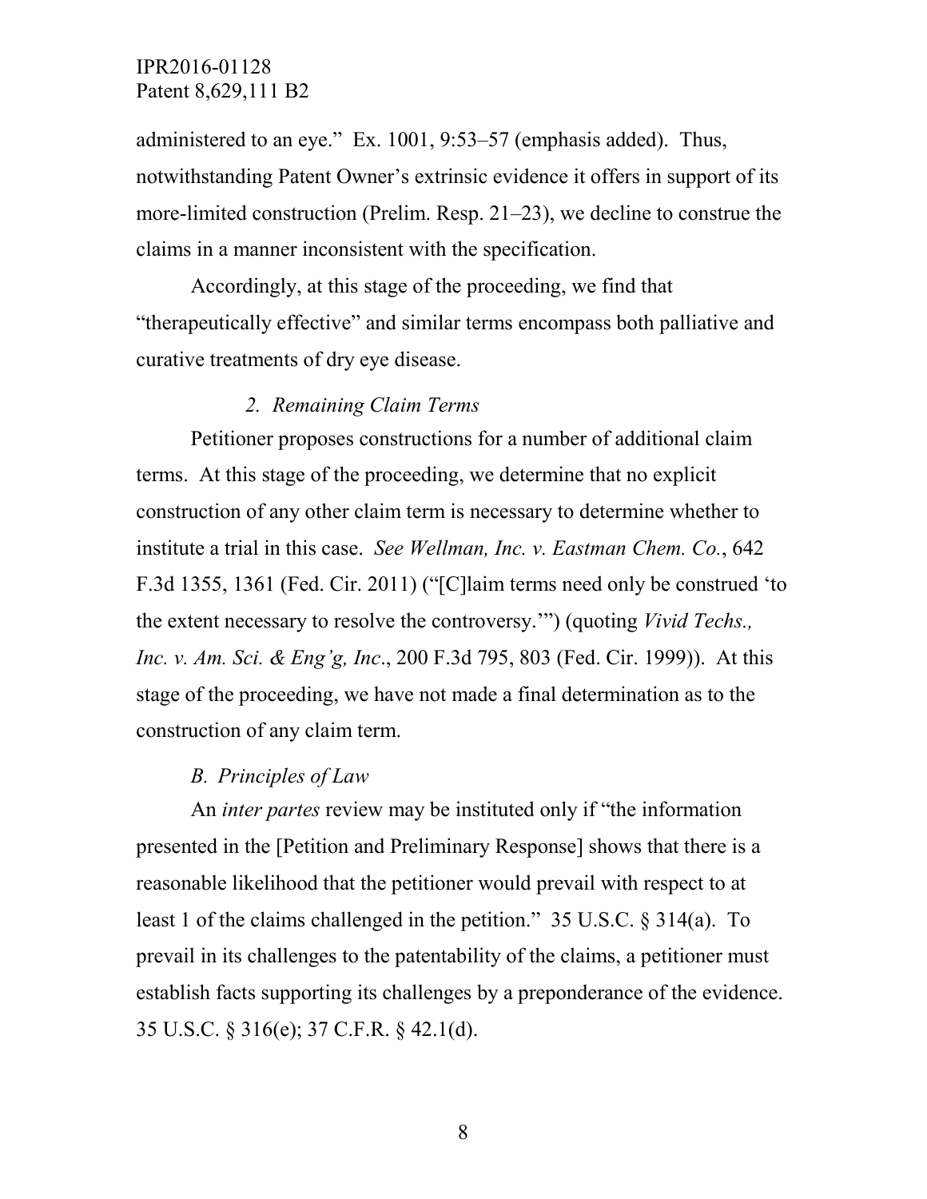administered to an eye." Ex. 1001, 9:53–57 (emphasis added). Thus, notwithstanding Patent Owner's extrinsic evidence it offers in support of its more-limited construction (Prelim. Resp. 21–23), we decline to construe the claims in a manner inconsistent with the specification.

Accordingly, at this stage of the proceeding, we find that "therapeutically effective" and similar terms encompass both palliative and curative treatments of dry eye disease.

### *2. Remaining Claim Terms*

Petitioner proposes constructions for a number of additional claim terms. At this stage of the proceeding, we determine that no explicit construction of any other claim term is necessary to determine whether to institute a trial in this case. *See Wellman, Inc. v. Eastman Chem. Co.*, 642 F.3d 1355, 1361 (Fed. Cir. 2011) ("[C]laim terms need only be construed 'to the extent necessary to resolve the controversy.'") (quoting *Vivid Techs., Inc. v. Am. Sci. & Eng'g, Inc*., 200 F.3d 795, 803 (Fed. Cir. 1999)). At this stage of the proceeding, we have not made a final determination as to the construction of any claim term.

## *B. Principles of Law*

An *inter partes* review may be instituted only if "the information presented in the [Petition and Preliminary Response] shows that there is a reasonable likelihood that the petitioner would prevail with respect to at least 1 of the claims challenged in the petition." 35 U.S.C. § 314(a). To prevail in its challenges to the patentability of the claims, a petitioner must establish facts supporting its challenges by a preponderance of the evidence. 35 U.S.C. § 316(e); 37 C.F.R. § 42.1(d).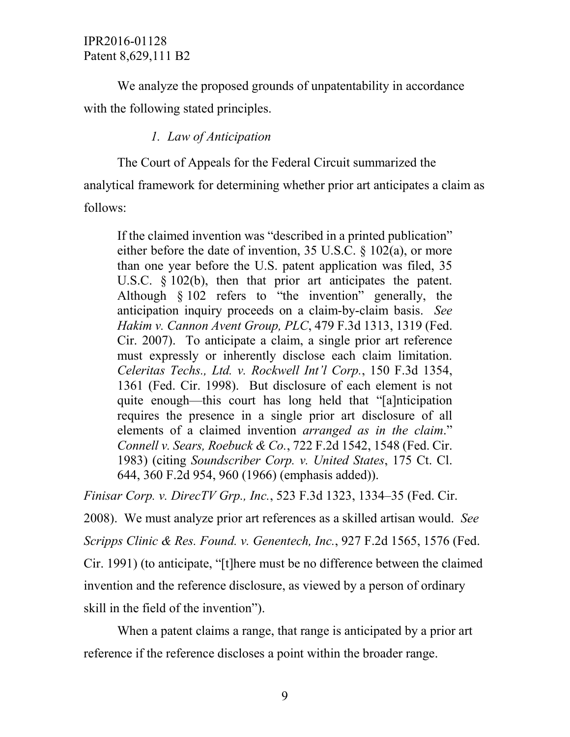We analyze the proposed grounds of unpatentability in accordance with the following stated principles.

### *1. Law of Anticipation*

The Court of Appeals for the Federal Circuit summarized the analytical framework for determining whether prior art anticipates a claim as follows:

> If the claimed invention was "described in a printed publication" either before the date of invention, 35 U.S.C. § 102(a), or more than one year before the U.S. patent application was filed, 35 U.S.C. § 102(b), then that prior art anticipates the patent. Although § 102 refers to "the invention" generally, the anticipation inquiry proceeds on a claim-by-claim basis. *See Hakim v. Cannon Avent Group, PLC*, 479 F.3d 1313, 1319 (Fed. Cir. 2007). To anticipate a claim, a single prior art reference must expressly or inherently disclose each claim limitation. *Celeritas Techs., Ltd. v. Rockwell Int'l Corp.*, 150 F.3d 1354, 1361 (Fed. Cir. 1998). But disclosure of each element is not quite enough—this court has long held that "[a]nticipation requires the presence in a single prior art disclosure of all elements of a claimed invention *arranged as in the claim*." *Connell v. Sears, Roebuck & Co.*, 722 F.2d 1542, 1548 (Fed. Cir. 1983) (citing *Soundscriber Corp. v. United States*, 175 Ct. Cl. 644, 360 F.2d 954, 960 (1966) (emphasis added)).

*Finisar Corp. v. DirecTV Grp., Inc.*, 523 F.3d 1323, 1334–35 (Fed. Cir. 2008). We must analyze prior art references as a skilled artisan would. *See Scripps Clinic & Res. Found. v. Genentech, Inc.*, 927 F.2d 1565, 1576 (Fed. Cir. 1991) (to anticipate, "[t]here must be no difference between the claimed invention and the reference disclosure, as viewed by a person of ordinary skill in the field of the invention").

When a patent claims a range, that range is anticipated by a prior art reference if the reference discloses a point within the broader range.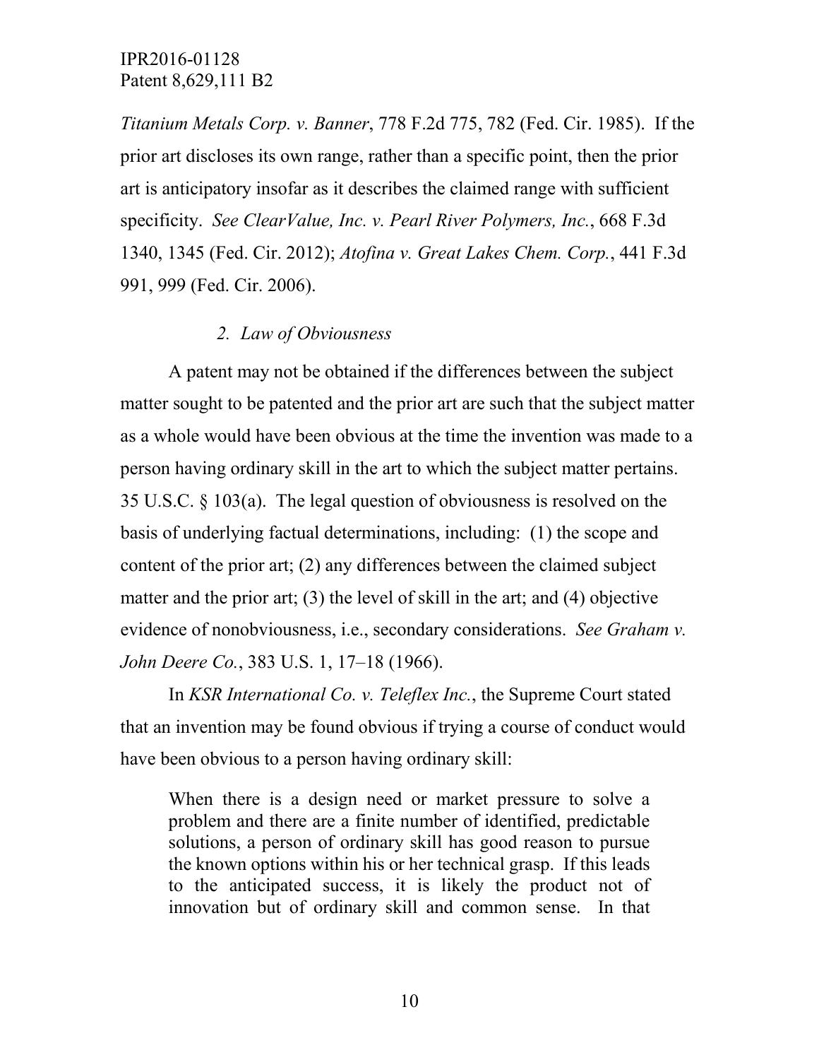*Titanium Metals Corp. v. Banner*, 778 F.2d 775, 782 (Fed. Cir. 1985). If the prior art discloses its own range, rather than a specific point, then the prior art is anticipatory insofar as it describes the claimed range with sufficient specificity. *See ClearValue, Inc. v. Pearl River Polymers, Inc.*, 668 F.3d 1340, 1345 (Fed. Cir. 2012); *Atofina v. Great Lakes Chem. Corp.*, 441 F.3d 991, 999 (Fed. Cir. 2006).

### *2. Law of Obviousness*

A patent may not be obtained if the differences between the subject matter sought to be patented and the prior art are such that the subject matter as a whole would have been obvious at the time the invention was made to a person having ordinary skill in the art to which the subject matter pertains. 35 U.S.C. § 103(a). The legal question of obviousness is resolved on the basis of underlying factual determinations, including: (1) the scope and content of the prior art; (2) any differences between the claimed subject matter and the prior art; (3) the level of skill in the art; and (4) objective evidence of nonobviousness, i.e., secondary considerations. *See Graham v. John Deere Co.*, 383 U.S. 1, 17–18 (1966).

In *KSR International Co. v. Teleflex Inc.*, the Supreme Court stated that an invention may be found obvious if trying a course of conduct would have been obvious to a person having ordinary skill:

> When there is a design need or market pressure to solve a problem and there are a finite number of identified, predictable solutions, a person of ordinary skill has good reason to pursue the known options within his or her technical grasp. If this leads to the anticipated success, it is likely the product not of innovation but of ordinary skill and common sense. In that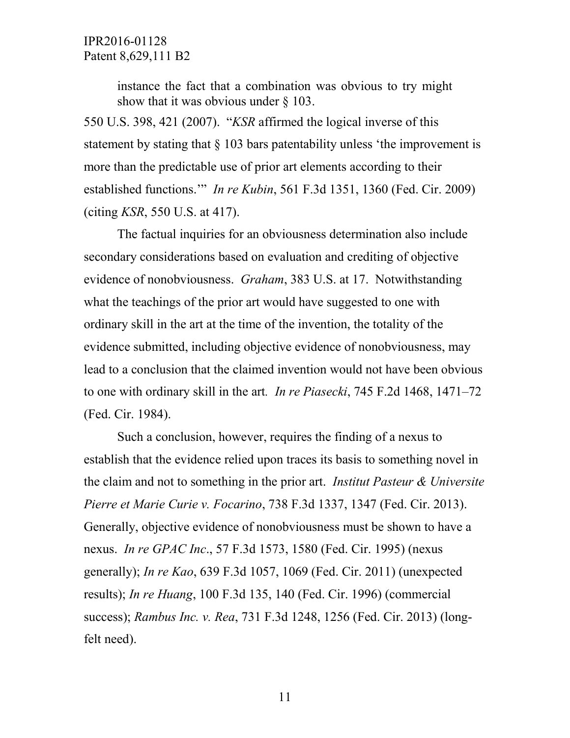> instance the fact that a combination was obvious to try might show that it was obvious under § 103.

550 U.S. 398, 421 (2007). "*KSR* affirmed the logical inverse of this statement by stating that § 103 bars patentability unless 'the improvement is more than the predictable use of prior art elements according to their established functions.'" *In re Kubin*, 561 F.3d 1351, 1360 (Fed. Cir. 2009) (citing *KSR*, 550 U.S. at 417).

The factual inquiries for an obviousness determination also include secondary considerations based on evaluation and crediting of objective evidence of nonobviousness. *Graham*, 383 U.S. at 17. Notwithstanding what the teachings of the prior art would have suggested to one with ordinary skill in the art at the time of the invention, the totality of the evidence submitted, including objective evidence of nonobviousness, may lead to a conclusion that the claimed invention would not have been obvious to one with ordinary skill in the art. *In re Piasecki*, 745 F.2d 1468, 1471–72 (Fed. Cir. 1984).

Such a conclusion, however, requires the finding of a nexus to establish that the evidence relied upon traces its basis to something novel in the claim and not to something in the prior art. *Institut Pasteur & Universite Pierre et Marie Curie v. Focarino*, 738 F.3d 1337, 1347 (Fed. Cir. 2013). Generally, objective evidence of nonobviousness must be shown to have a nexus. *In re GPAC Inc*., 57 F.3d 1573, 1580 (Fed. Cir. 1995) (nexus generally); *In re Kao*, 639 F.3d 1057, 1069 (Fed. Cir. 2011) (unexpected results); *In re Huang*, 100 F.3d 135, 140 (Fed. Cir. 1996) (commercial success); *Rambus Inc. v. Rea*, 731 F.3d 1248, 1256 (Fed. Cir. 2013) (long-felt need).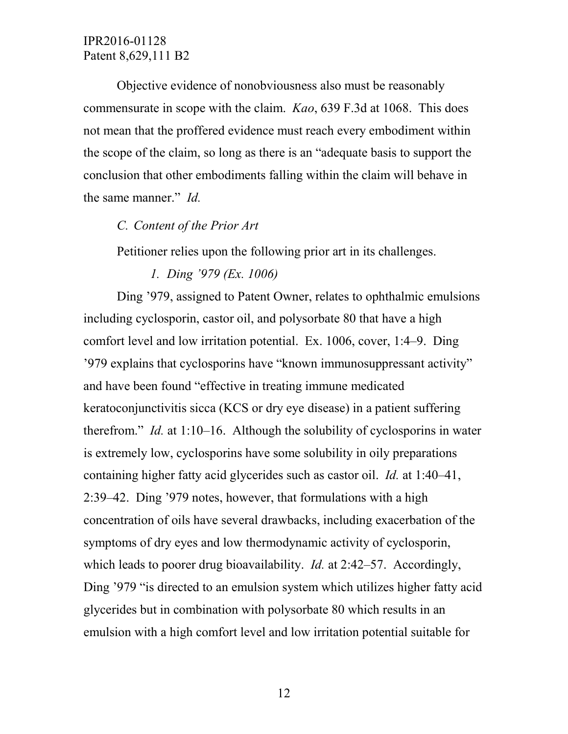Objective evidence of nonobviousness also must be reasonably commensurate in scope with the claim. *Kao*, 639 F.3d at 1068. This does not mean that the proffered evidence must reach every embodiment within the scope of the claim, so long as there is an "adequate basis to support the conclusion that other embodiments falling within the claim will behave in the same manner." *Id.*

### *C. Content of the Prior Art*

Petitioner relies upon the following prior art in its challenges.

#### *1. Ding '979 (Ex. 1006)*

Ding '979, assigned to Patent Owner, relates to ophthalmic emulsions including cyclosporin, castor oil, and polysorbate 80 that have a high comfort level and low irritation potential. Ex. 1006, cover, 1:4–9. Ding '979 explains that cyclosporins have "known immunosuppressant activity" and have been found "effective in treating immune medicated keratoconjunctivitis sicca (KCS or dry eye disease) in a patient suffering therefrom." *Id.* at 1:10–16. Although the solubility of cyclosporins in water is extremely low, cyclosporins have some solubility in oily preparations containing higher fatty acid glycerides such as castor oil. *Id.* at 1:40–41, 2:39–42. Ding '979 notes, however, that formulations with a high concentration of oils have several drawbacks, including exacerbation of the symptoms of dry eyes and low thermodynamic activity of cyclosporin, which leads to poorer drug bioavailability. *Id.* at 2:42–57. Accordingly, Ding '979 "is directed to an emulsion system which utilizes higher fatty acid glycerides but in combination with polysorbate 80 which results in an emulsion with a high comfort level and low irritation potential suitable for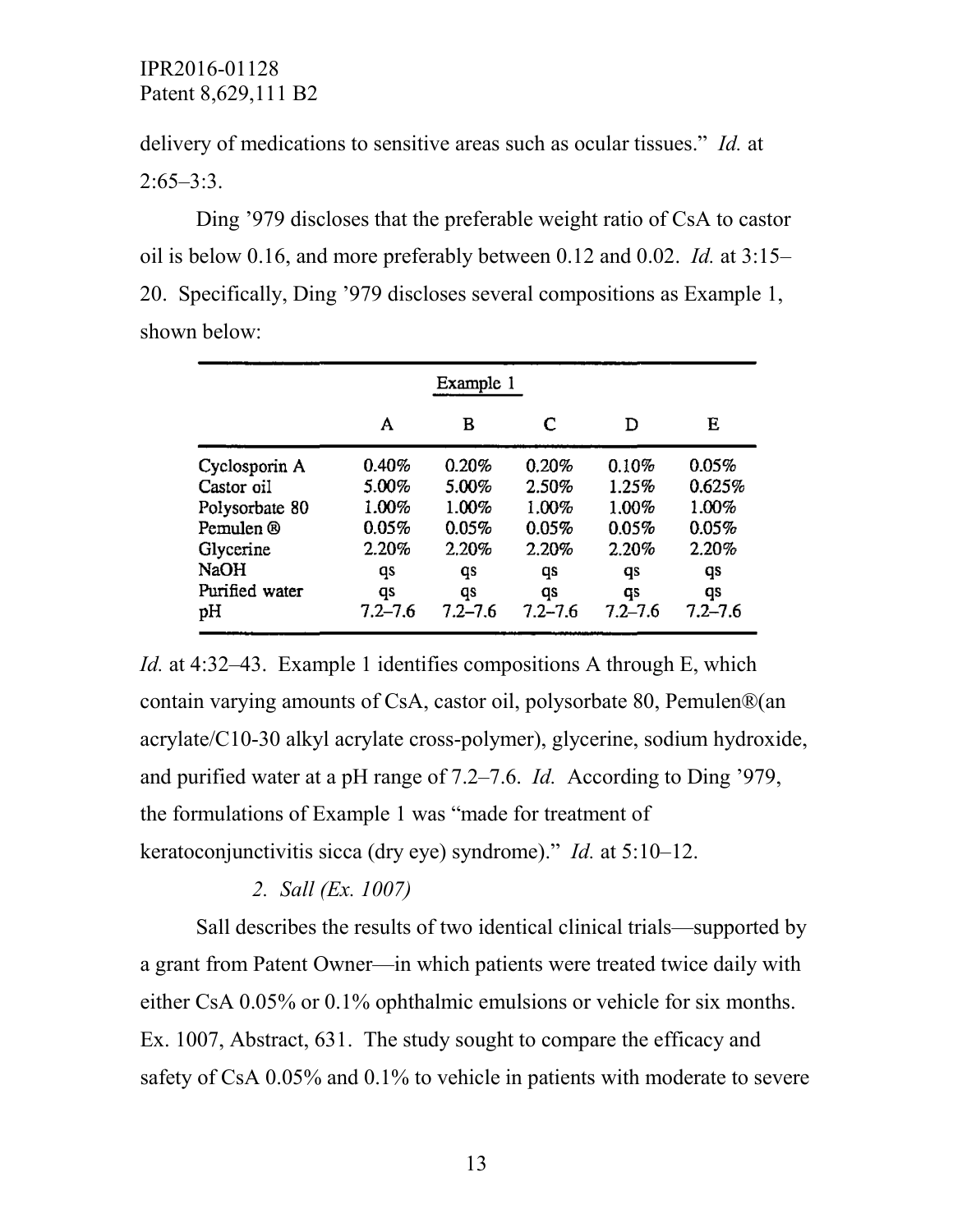delivery of medications to sensitive areas such as ocular tissues." *Id.* at 2:65–3:3.

Ding '979 discloses that the preferable weight ratio of CsA to castor oil is below 0.16, and more preferably between 0.12 and 0.02. *Id.* at 3:15–20. Specifically, Ding '979 discloses several compositions as Example 1, shown below:

| | Example 1 | | | | |
|---|---|---|---|---|---|
| | A | B | C | D | E |
| Cyclosporin A | 0.40% | 0.20% | 0.20% | 0.10% | 0.05% |
| Castor oil | 5.00% | 5.00% | 2.50% | 1.25% | 0.625% |
| Polysorbate 80 | 1.00% | 1.00% | 1.00% | 1.00% | 1.00% |
| Pemulen ® | 0.05% | 0.05% | 0.05% | 0.05% | 0.05% |
| Glycerine | 2.20% | 2.20% | 2.20% | 2.20% | 2.20% |
| NaOH | qs | qs | qs | qs | qs |
| Purified water | qs | qs | qs | qs | qs |
| pH | 7.2–7.6 | 7.2–7.6 | 7.2–7.6 | 7.2–7.6 | 7.2–7.6 |

*Id.* at 4:32–43. Example 1 identifies compositions A through E, which contain varying amounts of CsA, castor oil, polysorbate 80, Pemulen®(an acrylate/C10-30 alkyl acrylate cross-polymer), glycerine, sodium hydroxide, and purified water at a pH range of 7.2–7.6. *Id.* According to Ding '979, the formulations of Example 1 was "made for treatment of keratoconjunctivitis sicca (dry eye) syndrome)." *Id.* at 5:10–12.

*2. Sall (Ex. 1007)*

Sall describes the results of two identical clinical trials—supported by a grant from Patent Owner—in which patients were treated twice daily with either CsA 0.05% or 0.1% ophthalmic emulsions or vehicle for six months. Ex. 1007, Abstract, 631. The study sought to compare the efficacy and safety of CsA 0.05% and 0.1% to vehicle in patients with moderate to severe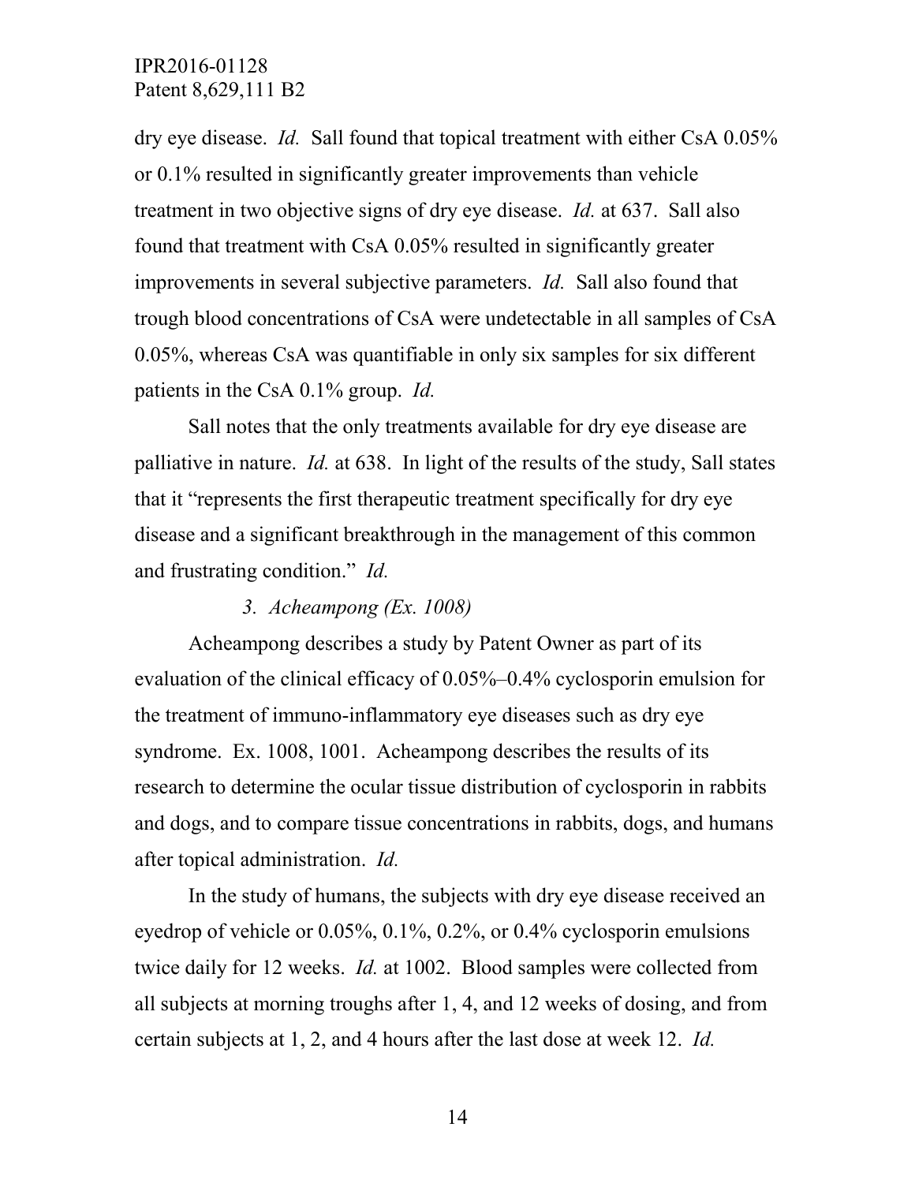dry eye disease. *Id.* Sall found that topical treatment with either CsA 0.05% or 0.1% resulted in significantly greater improvements than vehicle treatment in two objective signs of dry eye disease. *Id.* at 637. Sall also found that treatment with CsA 0.05% resulted in significantly greater improvements in several subjective parameters. *Id.* Sall also found that trough blood concentrations of CsA were undetectable in all samples of CsA 0.05%, whereas CsA was quantifiable in only six samples for six different patients in the CsA 0.1% group. *Id.*

Sall notes that the only treatments available for dry eye disease are palliative in nature. *Id.* at 638. In light of the results of the study, Sall states that it "represents the first therapeutic treatment specifically for dry eye disease and a significant breakthrough in the management of this common and frustrating condition." *Id.*

### *3. Acheampong (Ex. 1008)*

Acheampong describes a study by Patent Owner as part of its evaluation of the clinical efficacy of 0.05%–0.4% cyclosporin emulsion for the treatment of immuno-inflammatory eye diseases such as dry eye syndrome. Ex. 1008, 1001. Acheampong describes the results of its research to determine the ocular tissue distribution of cyclosporin in rabbits and dogs, and to compare tissue concentrations in rabbits, dogs, and humans after topical administration. *Id.*

In the study of humans, the subjects with dry eye disease received an eyedrop of vehicle or 0.05%, 0.1%, 0.2%, or 0.4% cyclosporin emulsions twice daily for 12 weeks. *Id.* at 1002. Blood samples were collected from all subjects at morning troughs after 1, 4, and 12 weeks of dosing, and from certain subjects at 1, 2, and 4 hours after the last dose at week 12. *Id.*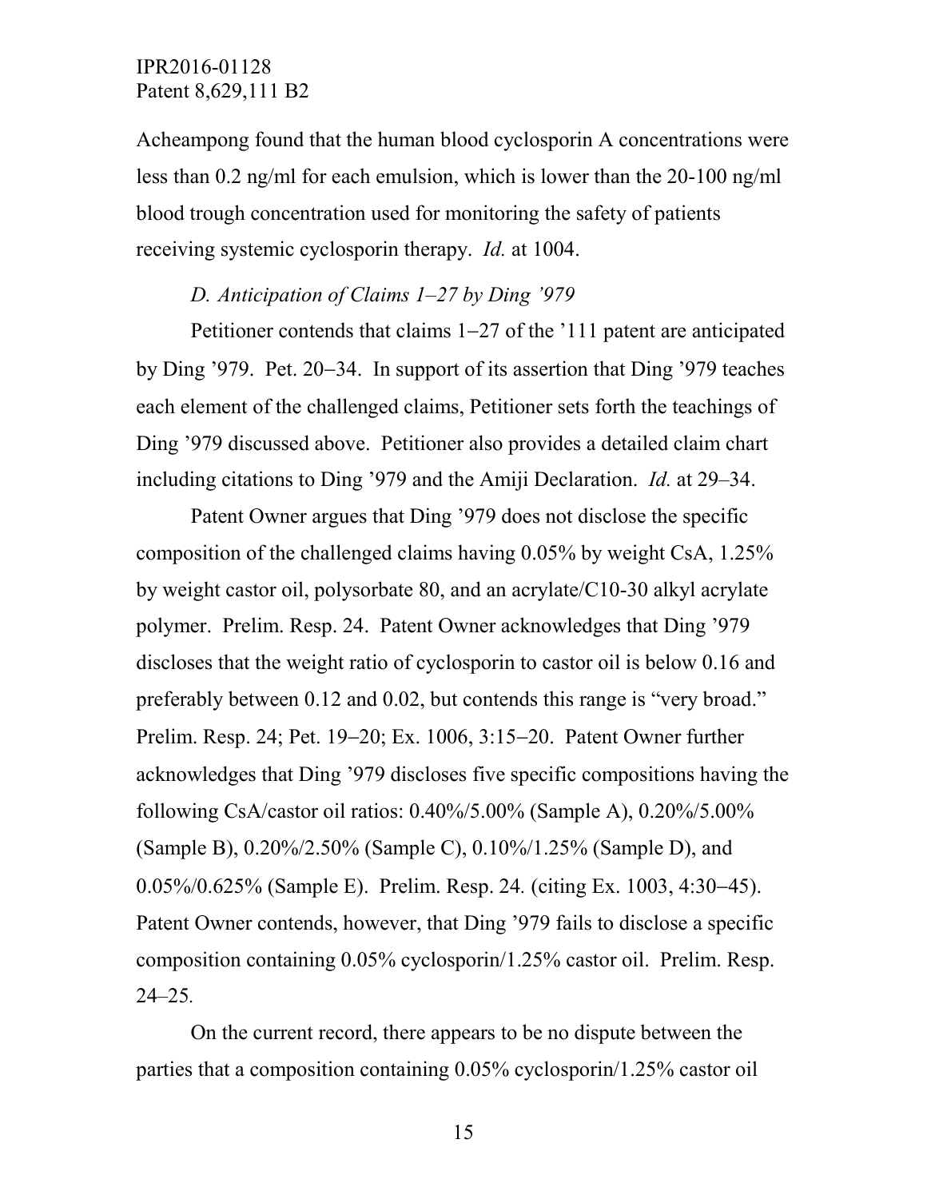Acheampong found that the human blood cyclosporin A concentrations were less than 0.2 ng/ml for each emulsion, which is lower than the 20-100 ng/ml blood trough concentration used for monitoring the safety of patients receiving systemic cyclosporin therapy. *Id.* at 1004.

### *D. Anticipation of Claims 1–27 by Ding '979*

Petitioner contends that claims 1−27 of the '111 patent are anticipated by Ding '979. Pet. 20−34. In support of its assertion that Ding '979 teaches each element of the challenged claims, Petitioner sets forth the teachings of Ding '979 discussed above. Petitioner also provides a detailed claim chart including citations to Ding '979 and the Amiji Declaration. *Id.* at 29–34.

Patent Owner argues that Ding '979 does not disclose the specific composition of the challenged claims having 0.05% by weight CsA, 1.25% by weight castor oil, polysorbate 80, and an acrylate/C10-30 alkyl acrylate polymer. Prelim. Resp. 24. Patent Owner acknowledges that Ding '979 discloses that the weight ratio of cyclosporin to castor oil is below 0.16 and preferably between 0.12 and 0.02, but contends this range is "very broad." Prelim. Resp. 24; Pet. 19−20; Ex. 1006, 3:15−20. Patent Owner further acknowledges that Ding '979 discloses five specific compositions having the following CsA/castor oil ratios: 0.40%/5.00% (Sample A), 0.20%/5.00% (Sample B), 0.20%/2.50% (Sample C), 0.10%/1.25% (Sample D), and 0.05%/0.625% (Sample E). Prelim. Resp. 24. (citing Ex. 1003, 4:30−45). Patent Owner contends, however, that Ding '979 fails to disclose a specific composition containing 0.05% cyclosporin/1.25% castor oil. Prelim. Resp. 24–25.

On the current record, there appears to be no dispute between the parties that a composition containing 0.05% cyclosporin/1.25% castor oil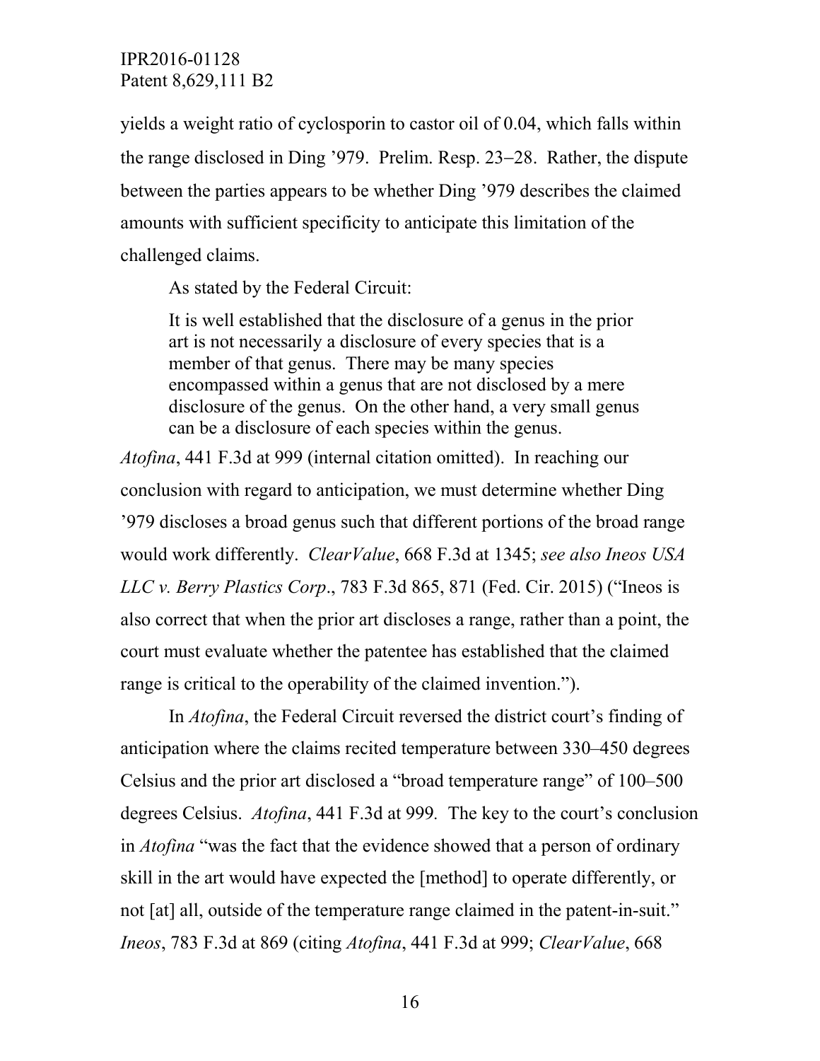yields a weight ratio of cyclosporin to castor oil of 0.04, which falls within the range disclosed in Ding '979. Prelim. Resp. 23–28. Rather, the dispute between the parties appears to be whether Ding '979 describes the claimed amounts with sufficient specificity to anticipate this limitation of the challenged claims.

As stated by the Federal Circuit:

> It is well established that the disclosure of a genus in the prior art is not necessarily a disclosure of every species that is a member of that genus. There may be many species encompassed within a genus that are not disclosed by a mere disclosure of the genus. On the other hand, a very small genus can be a disclosure of each species within the genus.

*Atofina*, 441 F.3d at 999 (internal citation omitted). In reaching our conclusion with regard to anticipation, we must determine whether Ding '979 discloses a broad genus such that different portions of the broad range would work differently. *ClearValue*, 668 F.3d at 1345; *see also Ineos USA LLC v. Berry Plastics Corp*., 783 F.3d 865, 871 (Fed. Cir. 2015) ("Ineos is also correct that when the prior art discloses a range, rather than a point, the court must evaluate whether the patentee has established that the claimed range is critical to the operability of the claimed invention.").

In *Atofina*, the Federal Circuit reversed the district court's finding of anticipation where the claims recited temperature between 330–450 degrees Celsius and the prior art disclosed a "broad temperature range" of 100–500 degrees Celsius. *Atofina*, 441 F.3d at 999*.* The key to the court's conclusion in *Atofina* "was the fact that the evidence showed that a person of ordinary skill in the art would have expected the [method] to operate differently, or not [at] all, outside of the temperature range claimed in the patent-in-suit." *Ineos*, 783 F.3d at 869 (citing *Atofina*, 441 F.3d at 999; *ClearValue*, 668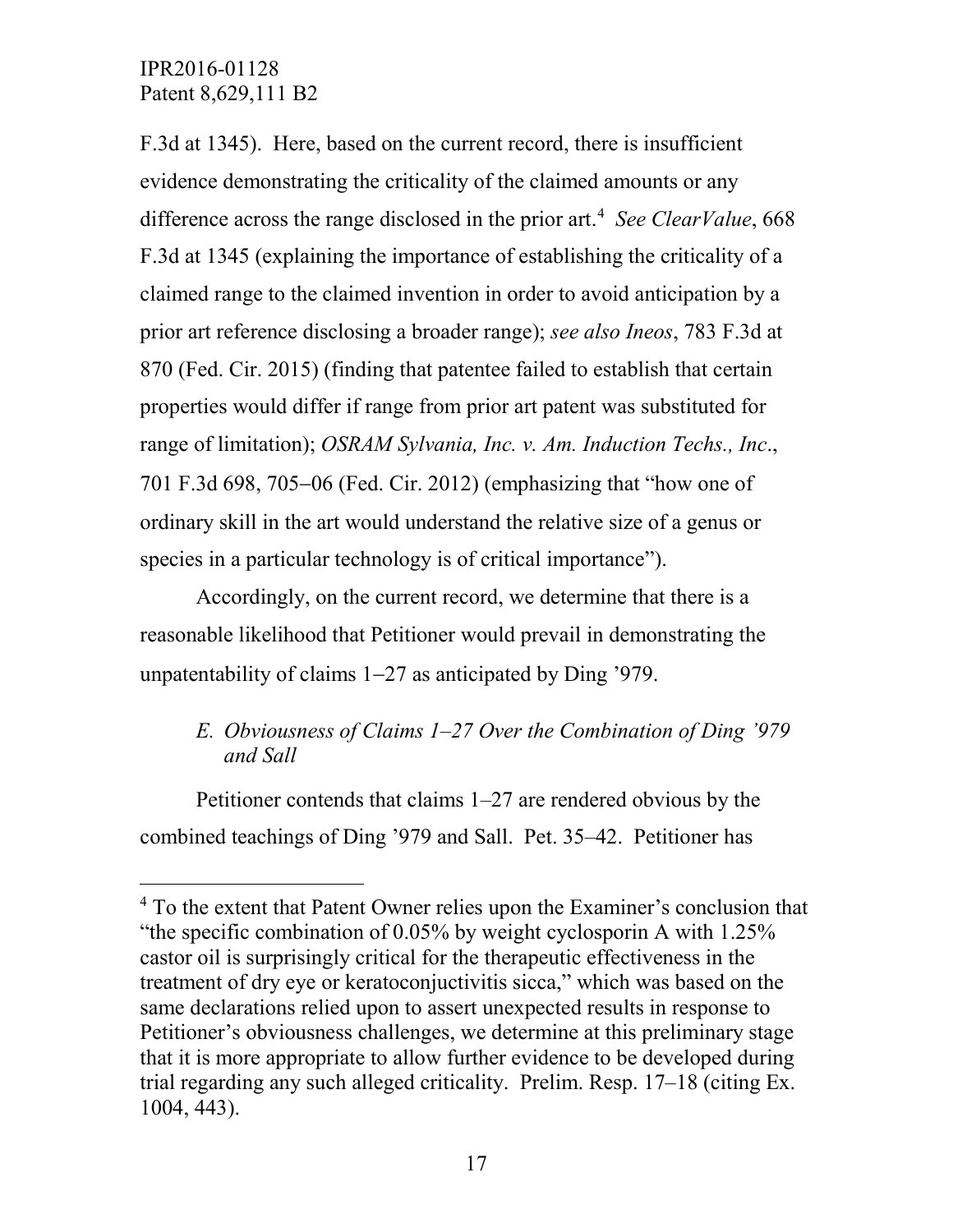F.3d at 1345). Here, based on the current record, there is insufficient evidence demonstrating the criticality of the claimed amounts or any difference across the range disclosed in the prior art.[4] *See ClearValue*, 668 F.3d at 1345 (explaining the importance of establishing the criticality of a claimed range to the claimed invention in order to avoid anticipation by a prior art reference disclosing a broader range); *see also Ineos*, 783 F.3d at 870 (Fed. Cir. 2015) (finding that patentee failed to establish that certain properties would differ if range from prior art patent was substituted for range of limitation); *OSRAM Sylvania, Inc. v. Am. Induction Techs., Inc*., 701 F.3d 698, 705–06 (Fed. Cir. 2012) (emphasizing that "how one of ordinary skill in the art would understand the relative size of a genus or species in a particular technology is of critical importance").

Accordingly, on the current record, we determine that there is a reasonable likelihood that Petitioner would prevail in demonstrating the unpatentability of claims 1–27 as anticipated by Ding '979.

### *E. Obviousness of Claims 1–27 Over the Combination of Ding '979 and Sall*

Petitioner contends that claims 1–27 are rendered obvious by the combined teachings of Ding '979 and Sall. Pet. 35–42. Petitioner has

---

[4] To the extent that Patent Owner relies upon the Examiner's conclusion that "the specific combination of 0.05% by weight cyclosporin A with 1.25% castor oil is surprisingly critical for the therapeutic effectiveness in the treatment of dry eye or keratoconjuctivitis sicca," which was based on the same declarations relied upon to assert unexpected results in response to Petitioner's obviousness challenges, we determine at this preliminary stage that it is more appropriate to allow further evidence to be developed during trial regarding any such alleged criticality. Prelim. Resp. 17–18 (citing Ex. 1004, 443).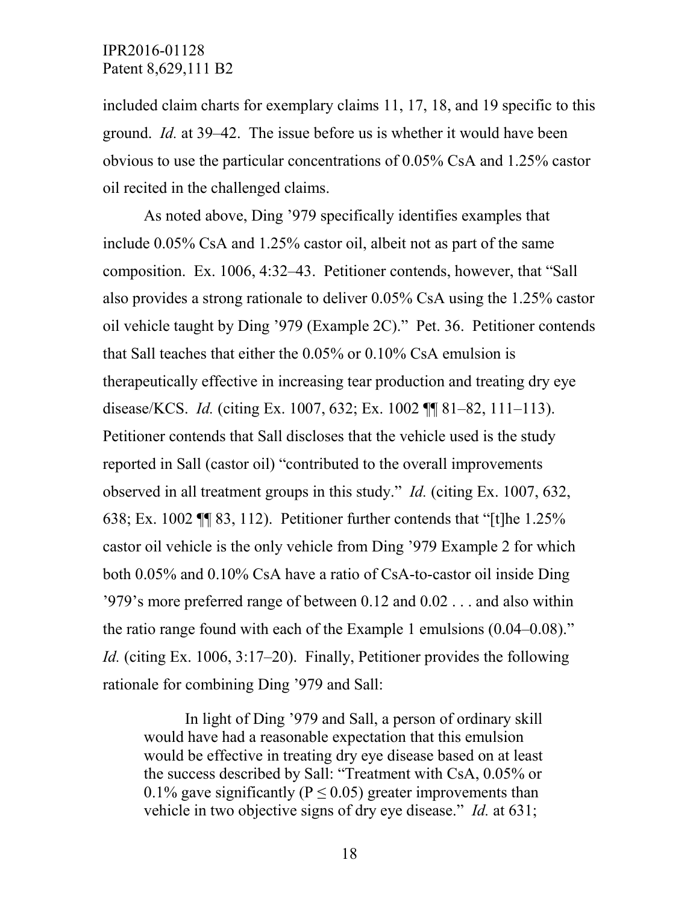included claim charts for exemplary claims 11, 17, 18, and 19 specific to this ground. *Id.* at 39–42. The issue before us is whether it would have been obvious to use the particular concentrations of 0.05% CsA and 1.25% castor oil recited in the challenged claims.

As noted above, Ding ’979 specifically identifies examples that include 0.05% CsA and 1.25% castor oil, albeit not as part of the same composition. Ex. 1006, 4:32–43. Petitioner contends, however, that "Sall also provides a strong rationale to deliver 0.05% CsA using the 1.25% castor oil vehicle taught by Ding ’979 (Example 2C)." Pet. 36. Petitioner contends that Sall teaches that either the 0.05% or 0.10% CsA emulsion is therapeutically effective in increasing tear production and treating dry eye disease/KCS. *Id.* (citing Ex. 1007, 632; Ex. 1002 ¶¶ 81–82, 111–113). Petitioner contends that Sall discloses that the vehicle used is the study reported in Sall (castor oil) "contributed to the overall improvements observed in all treatment groups in this study." *Id.* (citing Ex. 1007, 632, 638; Ex. 1002 ¶¶ 83, 112). Petitioner further contends that "[t]he 1.25% castor oil vehicle is the only vehicle from Ding ’979 Example 2 for which both 0.05% and 0.10% CsA have a ratio of CsA-to-castor oil inside Ding ’979's more preferred range of between 0.12 and 0.02 . . . and also within the ratio range found with each of the Example 1 emulsions (0.04–0.08)." *Id.* (citing Ex. 1006, 3:17–20). Finally, Petitioner provides the following rationale for combining Ding ’979 and Sall:

> In light of Ding ’979 and Sall, a person of ordinary skill would have had a reasonable expectation that this emulsion would be effective in treating dry eye disease based on at least the success described by Sall: "Treatment with CsA, 0.05% or 0.1% gave significantly ($P \leq 0.05$) greater improvements than vehicle in two objective signs of dry eye disease." *Id.* at 631;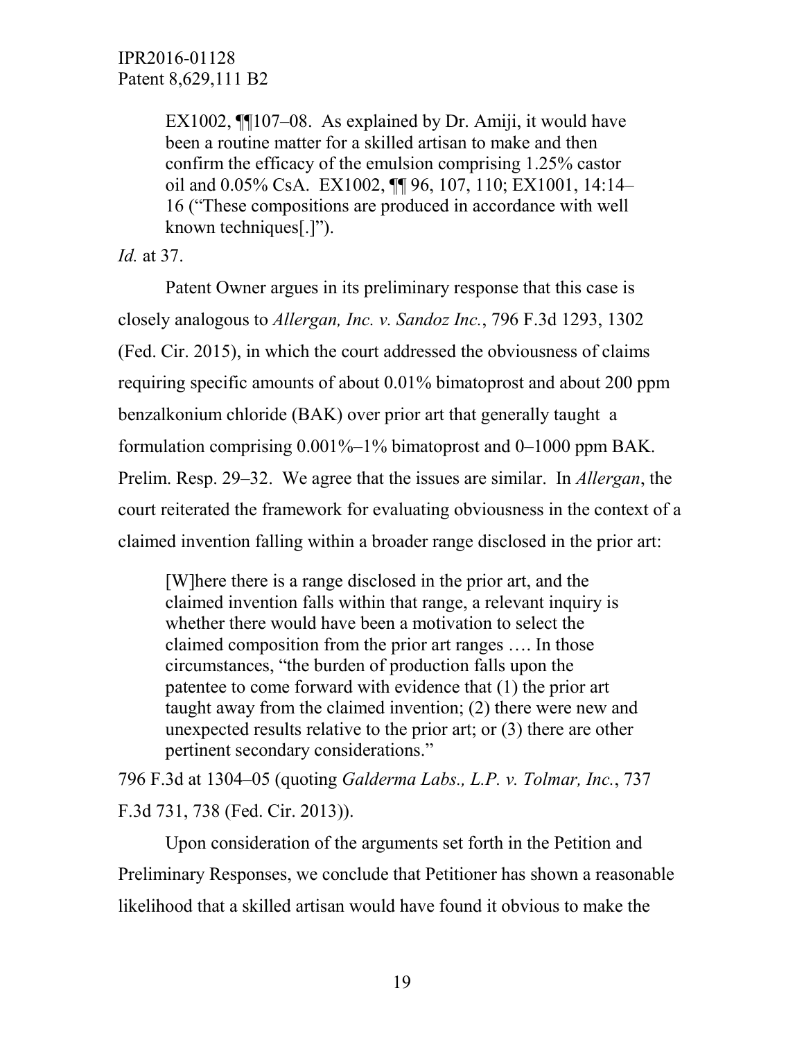> EX1002, ¶¶107–08. As explained by Dr. Amiji, it would have been a routine matter for a skilled artisan to make and then confirm the efficacy of the emulsion comprising 1.25% castor oil and 0.05% CsA. EX1002, ¶¶ 96, 107, 110; EX1001, 14:14–16 ("These compositions are produced in accordance with well known techniques[.]").

*Id.* at 37.

Patent Owner argues in its preliminary response that this case is closely analogous to *Allergan, Inc. v. Sandoz Inc.*, 796 F.3d 1293, 1302 (Fed. Cir. 2015), in which the court addressed the obviousness of claims requiring specific amounts of about 0.01% bimatoprost and about 200 ppm benzalkonium chloride (BAK) over prior art that generally taught a formulation comprising 0.001%–1% bimatoprost and 0–1000 ppm BAK. Prelim. Resp. 29–32. We agree that the issues are similar. In *Allergan*, the court reiterated the framework for evaluating obviousness in the context of a claimed invention falling within a broader range disclosed in the prior art:

> [W]here there is a range disclosed in the prior art, and the claimed invention falls within that range, a relevant inquiry is whether there would have been a motivation to select the claimed composition from the prior art ranges …. In those circumstances, "the burden of production falls upon the patentee to come forward with evidence that (1) the prior art taught away from the claimed invention; (2) there were new and unexpected results relative to the prior art; or (3) there are other pertinent secondary considerations."

796 F.3d at 1304–05 (quoting *Galderma Labs., L.P. v. Tolmar, Inc.*, 737 F.3d 731, 738 (Fed. Cir. 2013)).

Upon consideration of the arguments set forth in the Petition and Preliminary Responses, we conclude that Petitioner has shown a reasonable likelihood that a skilled artisan would have found it obvious to make the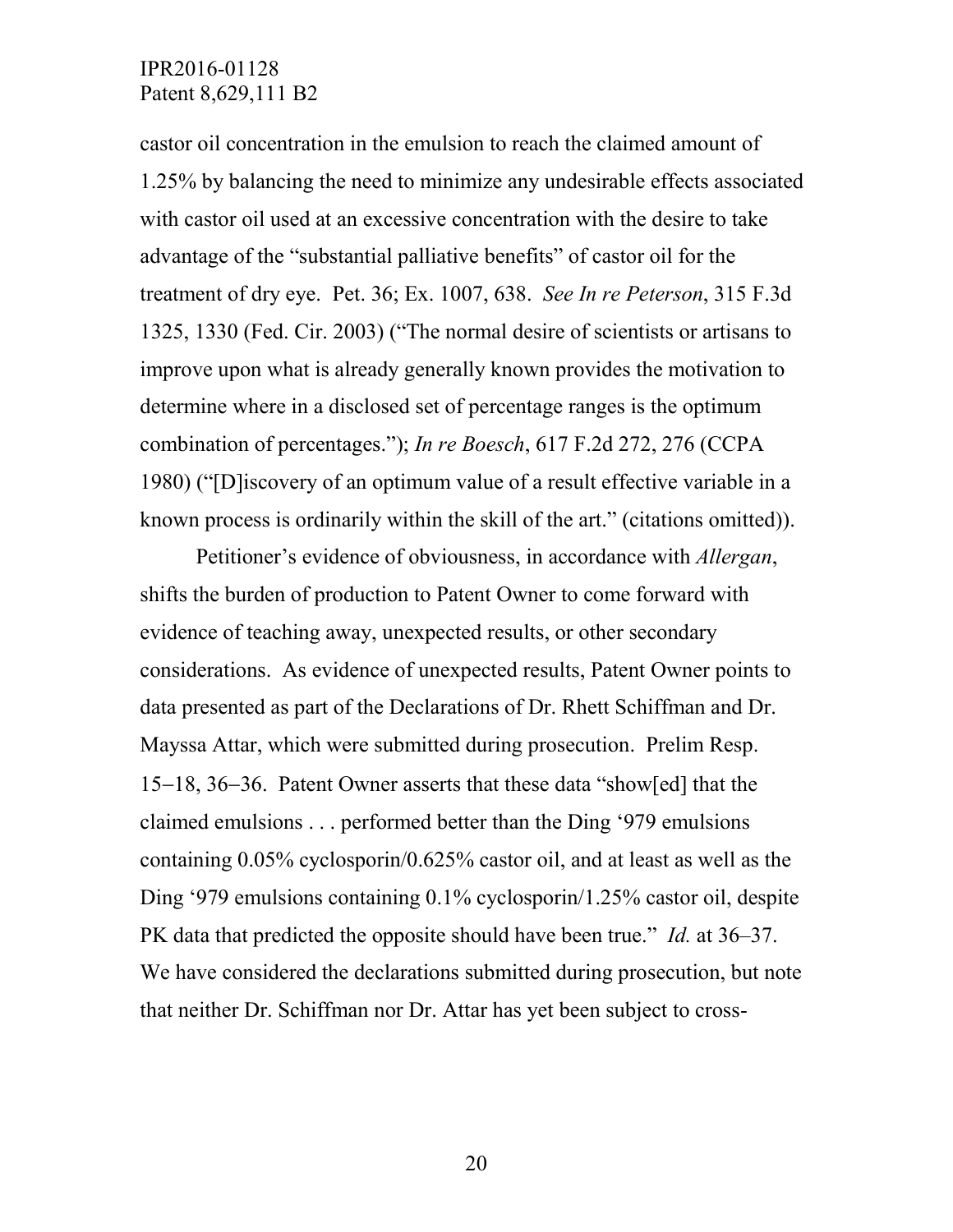castor oil concentration in the emulsion to reach the claimed amount of 1.25% by balancing the need to minimize any undesirable effects associated with castor oil used at an excessive concentration with the desire to take advantage of the "substantial palliative benefits" of castor oil for the treatment of dry eye. Pet. 36; Ex. 1007, 638. *See In re Peterson*, 315 F.3d 1325, 1330 (Fed. Cir. 2003) ("The normal desire of scientists or artisans to improve upon what is already generally known provides the motivation to determine where in a disclosed set of percentage ranges is the optimum combination of percentages."); *In re Boesch*, 617 F.2d 272, 276 (CCPA 1980) ("[D]iscovery of an optimum value of a result effective variable in a known process is ordinarily within the skill of the art." (citations omitted)).

Petitioner's evidence of obviousness, in accordance with *Allergan*, shifts the burden of production to Patent Owner to come forward with evidence of teaching away, unexpected results, or other secondary considerations. As evidence of unexpected results, Patent Owner points to data presented as part of the Declarations of Dr. Rhett Schiffman and Dr. Mayssa Attar, which were submitted during prosecution. Prelim Resp. 15−18, 36−36. Patent Owner asserts that these data "show[ed] that the claimed emulsions . . . performed better than the Ding '979 emulsions containing 0.05% cyclosporin/0.625% castor oil, and at least as well as the Ding '979 emulsions containing 0.1% cyclosporin/1.25% castor oil, despite PK data that predicted the opposite should have been true." *Id.* at 36–37. We have considered the declarations submitted during prosecution, but note that neither Dr. Schiffman nor Dr. Attar has yet been subject to cross-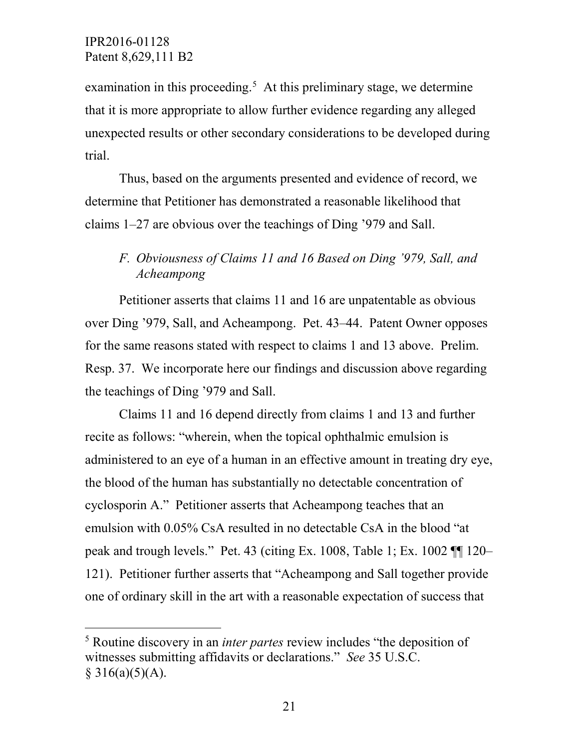examination in this proceeding.[5] At this preliminary stage, we determine that it is more appropriate to allow further evidence regarding any alleged unexpected results or other secondary considerations to be developed during trial.

Thus, based on the arguments presented and evidence of record, we determine that Petitioner has demonstrated a reasonable likelihood that claims 1–27 are obvious over the teachings of Ding '979 and Sall.

### *F. Obviousness of Claims 11 and 16 Based on Ding '979, Sall, and Acheampong*

Petitioner asserts that claims 11 and 16 are unpatentable as obvious over Ding '979, Sall, and Acheampong. Pet. 43–44. Patent Owner opposes for the same reasons stated with respect to claims 1 and 13 above. Prelim. Resp. 37. We incorporate here our findings and discussion above regarding the teachings of Ding '979 and Sall.

Claims 11 and 16 depend directly from claims 1 and 13 and further recite as follows: "wherein, when the topical ophthalmic emulsion is administered to an eye of a human in an effective amount in treating dry eye, the blood of the human has substantially no detectable concentration of cyclosporin A." Petitioner asserts that Acheampong teaches that an emulsion with 0.05% CsA resulted in no detectable CsA in the blood "at peak and trough levels." Pet. 43 (citing Ex. 1008, Table 1; Ex. 1002 ¶¶ 120–121). Petitioner further asserts that "Acheampong and Sall together provide one of ordinary skill in the art with a reasonable expectation of success that

---

[5] Routine discovery in an *inter partes* review includes "the deposition of witnesses submitting affidavits or declarations." *See* 35 U.S.C. § 316(a)(5)(A).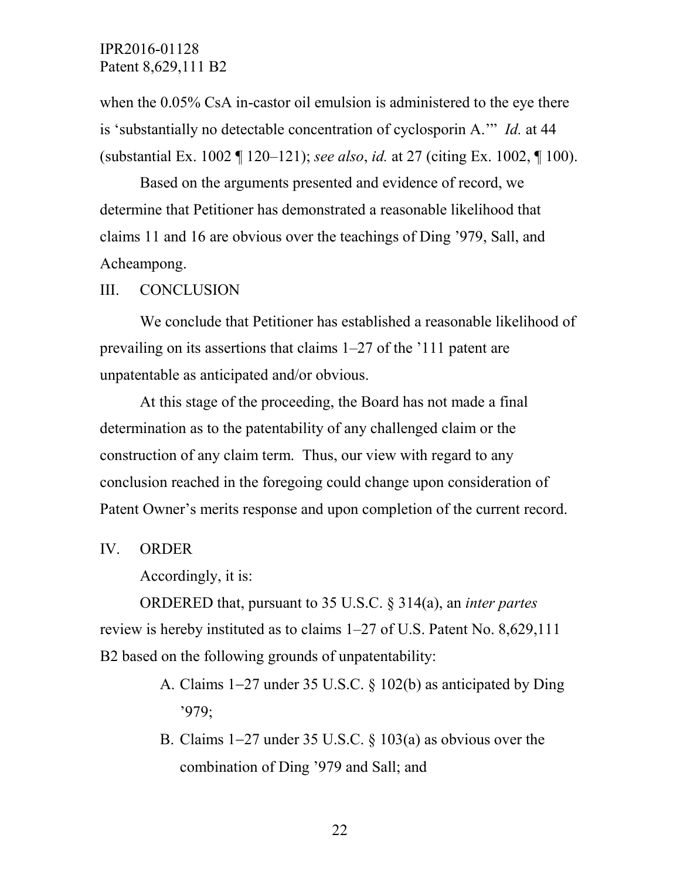when the 0.05% CsA in-castor oil emulsion is administered to the eye there is 'substantially no detectable concentration of cyclosporin A.'" *Id.* at 44 (substantial Ex. 1002 ¶ 120–121); *see also*, *id.* at 27 (citing Ex. 1002, ¶ 100).

Based on the arguments presented and evidence of record, we determine that Petitioner has demonstrated a reasonable likelihood that claims 11 and 16 are obvious over the teachings of Ding '979, Sall, and Acheampong.

## III. CONCLUSION

We conclude that Petitioner has established a reasonable likelihood of prevailing on its assertions that claims 1–27 of the '111 patent are unpatentable as anticipated and/or obvious.

At this stage of the proceeding, the Board has not made a final determination as to the patentability of any challenged claim or the construction of any claim term. Thus, our view with regard to any conclusion reached in the foregoing could change upon consideration of Patent Owner's merits response and upon completion of the current record.

## IV. ORDER

Accordingly, it is:

ORDERED that, pursuant to 35 U.S.C. § 314(a), an *inter partes* review is hereby instituted as to claims 1–27 of U.S. Patent No. 8,629,111 B2 based on the following grounds of unpatentability:

A. Claims 1–27 under 35 U.S.C. § 102(b) as anticipated by Ding '979;

B. Claims 1–27 under 35 U.S.C. § 103(a) as obvious over the combination of Ding '979 and Sall; and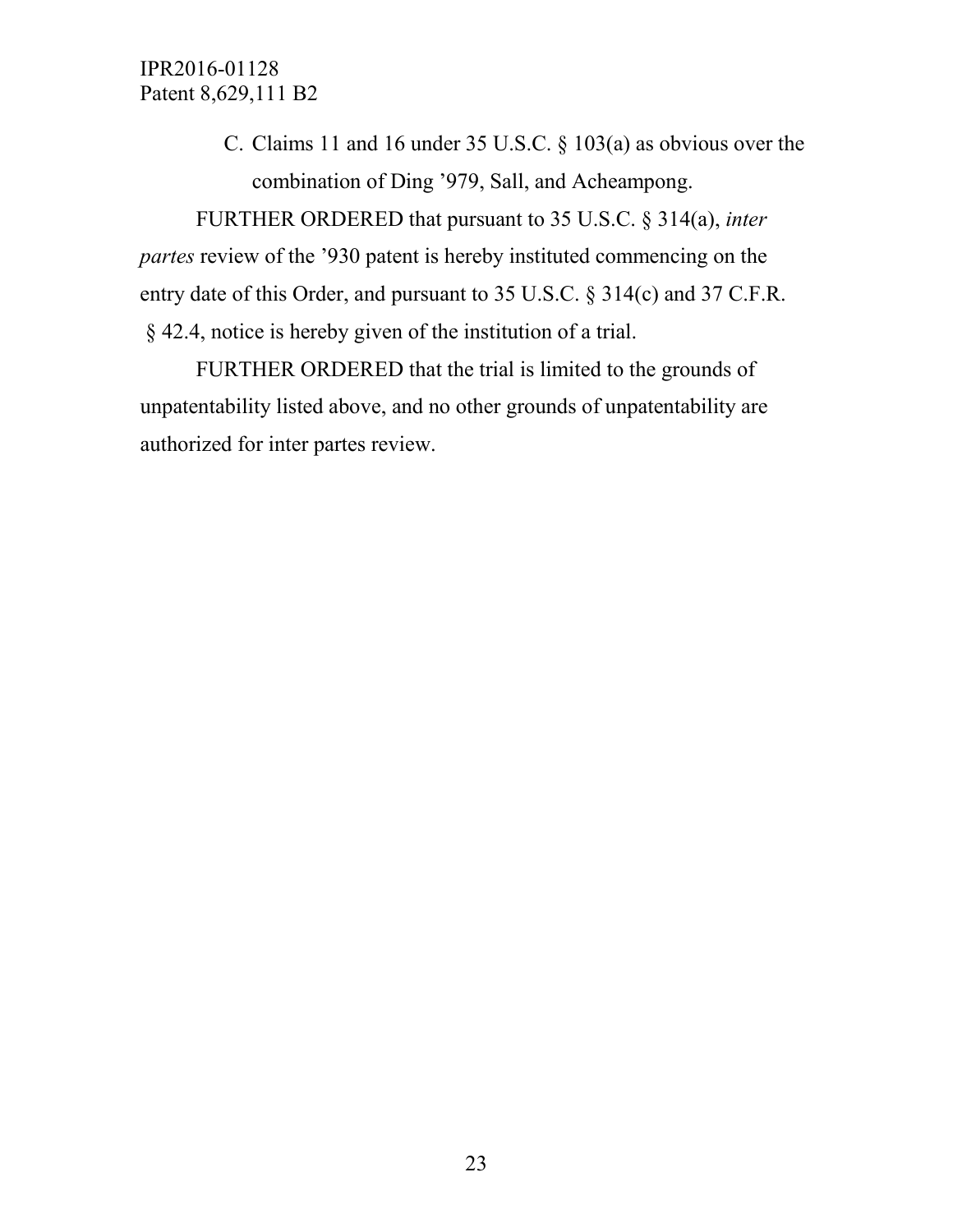C. Claims 11 and 16 under 35 U.S.C. § 103(a) as obvious over the combination of Ding ’979, Sall, and Acheampong.

FURTHER ORDERED that pursuant to 35 U.S.C. § 314(a), *inter partes* review of the ’930 patent is hereby instituted commencing on the entry date of this Order, and pursuant to 35 U.S.C. § 314(c) and 37 C.F.R. § 42.4, notice is hereby given of the institution of a trial.

FURTHER ORDERED that the trial is limited to the grounds of unpatentability listed above, and no other grounds of unpatentability are authorized for inter partes review.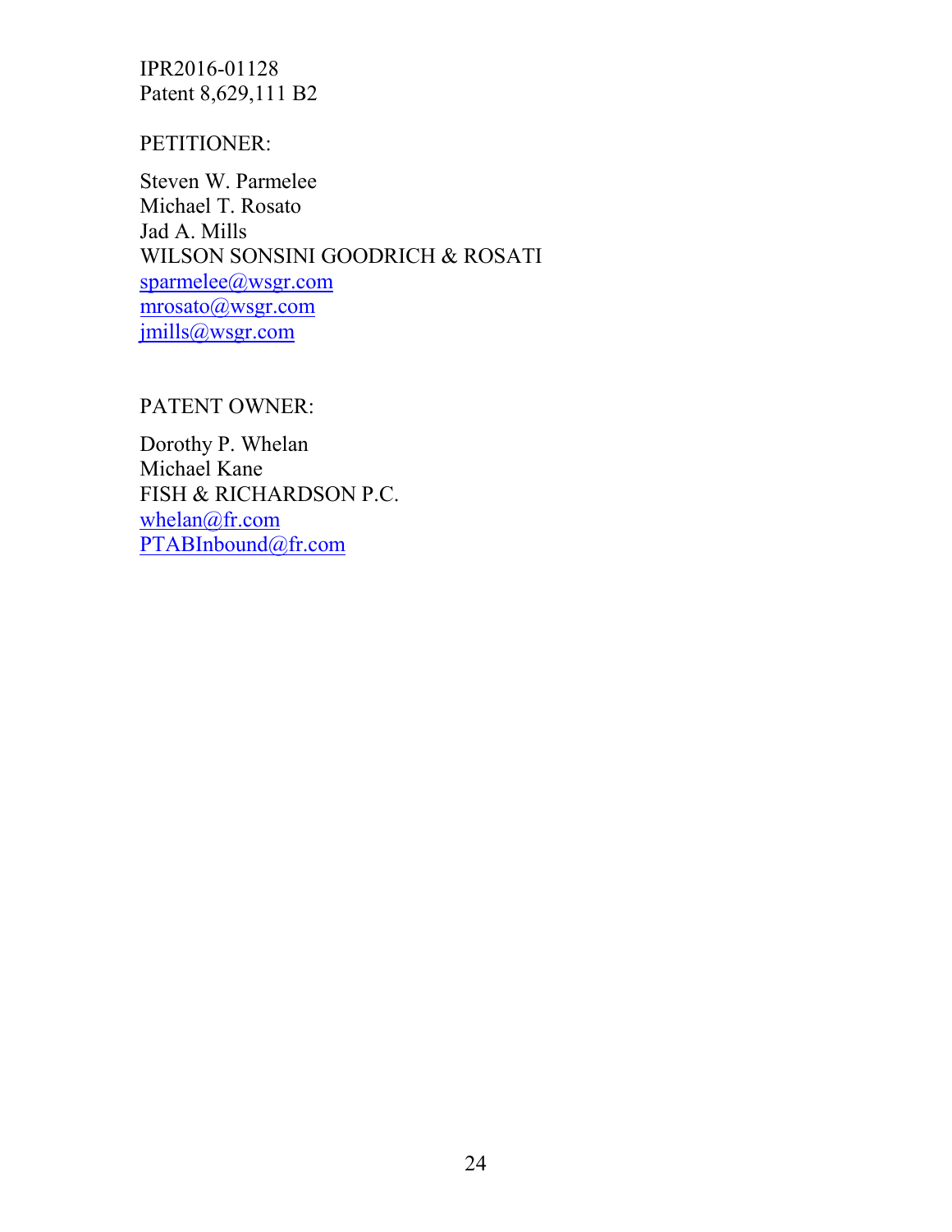PETITIONER:

Steven W. Parmelee
Michael T. Rosato
Jad A. Mills
WILSON SONSINI GOODRICH & ROSATI
sparmelee@wsgr.com
mrosato@wsgr.com
jmills@wsgr.com

PATENT OWNER:

Dorothy P. Whelan
Michael Kane
FISH & RICHARDSON P.C.
whelan@fr.com
PTABInbound@fr.com